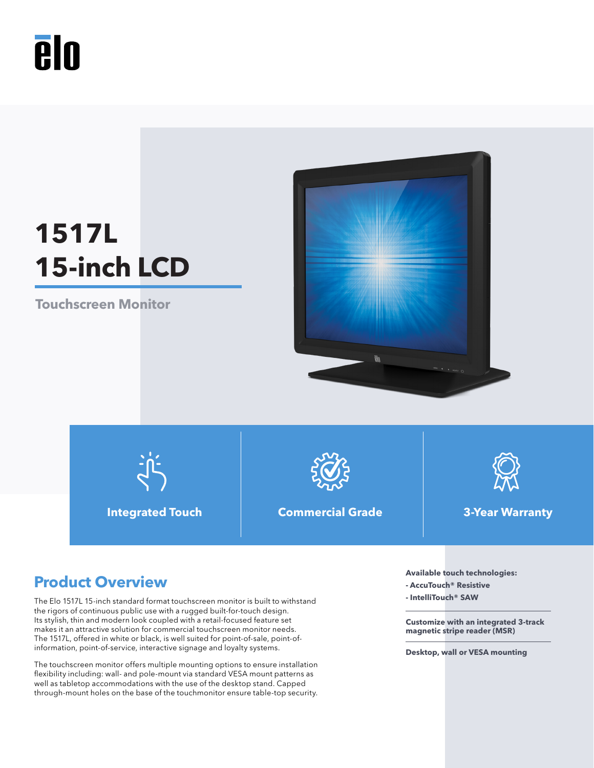# 1517L 15-inch LCD

**Touchscreen Monitor**

**Integrated Touch** | **Commercial Grade** | **3-Year Warranty**

## Product Overview

The Elo 1517L 15-inch standard format touchscreen monitor is built to withstand the rigors of continuous public use with a rugged built-for-touch design. Its stylish, thin and modern look coupled with a retail-focused feature set makes it an attractive solution for commercial touchscreen monitor needs. The 1517L, offered in white or black, is well suited for point-of-sale, point-of-information, point-of-service, interactive signage and loyalty systems.

The touchscreen monitor offers multiple mounting options to ensure installation flexibility including: wall- and pole-mount via standard VESA mount patterns as well as tabletop accommodations with the use of the desktop stand. Capped through-mount holes on the base of the touchmonitor ensure table-top security.

**Available touch technologies:**
- **AccuTouch® Resistive**
- **IntelliTouch® SAW**

**Customize with an integrated 3-track magnetic stripe reader (MSR)**

**Desktop, wall or VESA mounting**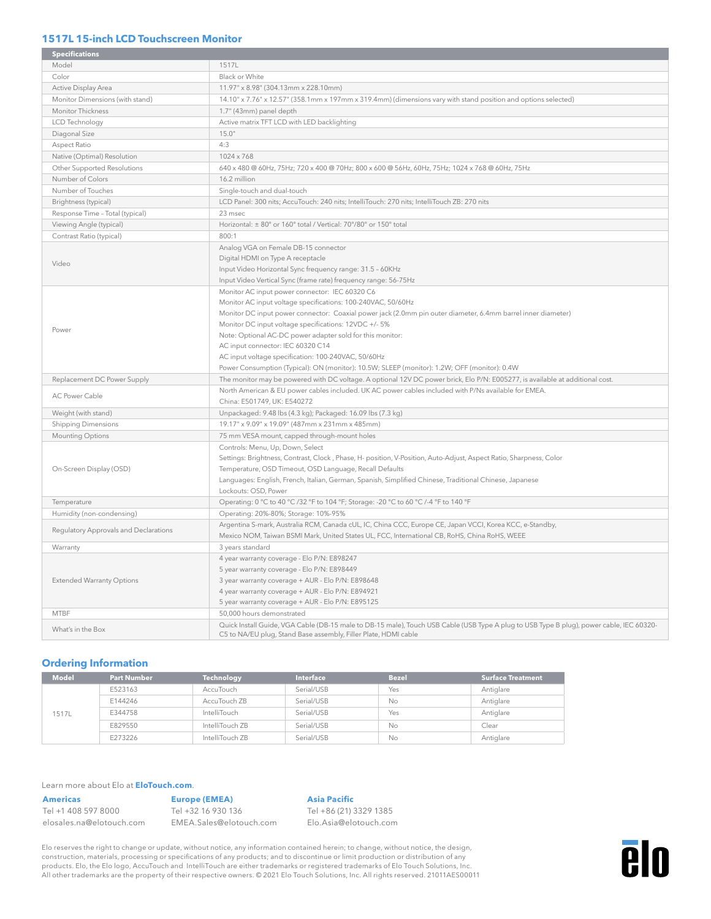## 1517L 15-inch LCD Touchscreen Monitor

| Specifications | |
|---|---|
| Model | 1517L |
| Color | Black or White |
| Active Display Area | 11.97" x 8.98" (304.13mm x 228.10mm) |
| Monitor Dimensions (with stand) | 14.10" x 7.76" x 12.57" (358.1mm x 197mm x 319.4mm) (dimensions vary with stand position and options selected) |
| Monitor Thickness | 1.7" (43mm) panel depth |
| LCD Technology | Active matrix TFT LCD with LED backlighting |
| Diagonal Size | 15.0" |
| Aspect Ratio | 4:3 |
| Native (Optimal) Resolution | 1024 x 768 |
| Other Supported Resolutions | 640 x 480 @ 60Hz, 75Hz; 720 x 400 @ 70Hz; 800 x 600 @ 56Hz, 60Hz, 75Hz; 1024 x 768 @ 60Hz, 75Hz |
| Number of Colors | 16.2 million |
| Number of Touches | Single-touch and dual-touch |
| Brightness (typical) | LCD Panel: 300 nits; AccuTouch: 240 nits; IntelliTouch: 270 nits; IntelliTouch ZB: 270 nits |
| Response Time - Total (typical) | 23 msec |
| Viewing Angle (typical) | Horizontal: ± 80° or 160° total / Vertical: 70°/80° or 150° total |
| Contrast Ratio (typical) | 800:1 |
| Video | Analog VGA on Female DB-15 connector<br>Digital HDMI on Type A receptacle<br>Input Video Horizontal Sync frequency range: 31.5 – 60KHz<br>Input Video Vertical Sync (frame rate) frequency range: 56-75Hz |
| Power | Monitor AC input power connector: IEC 60320 C6<br>Monitor AC input voltage specifications: 100-240VAC, 50/60Hz<br>Monitor DC input power connector: Coaxial power jack (2.0mm pin outer diameter, 6.4mm barrel inner diameter)<br>Monitor DC input voltage specifications: 12VDC +/- 5%<br>Note: Optional AC-DC power adapter sold for this monitor:<br>AC input connector: IEC 60320 C14<br>AC input voltage specification: 100-240VAC, 50/60Hz<br>Power Consumption (Typical): ON (monitor): 10.5W; SLEEP (monitor): 1.2W; OFF (monitor): 0.4W |
| Replacement DC Power Supply | The monitor may be powered with DC voltage. A optional 12V DC power brick, Elo P/N: E005277, is available at additional cost. |
| AC Power Cable | North American & EU power cables included. UK AC power cables included with P/Ns available for EMEA.<br>China: E501749, UK: E540272 |
| Weight (with stand) | Unpackaged: 9.48 lbs (4.3 kg); Packaged: 16.09 lbs (7.3 kg) |
| Shipping Dimensions | 19.17" x 9.09" x 19.09" (487mm x 231mm x 485mm) |
| Mounting Options | 75 mm VESA mount, capped through-mount holes |
| On-Screen Display (OSD) | Controls: Menu, Up, Down, Select<br>Settings: Brightness, Contrast, Clock , Phase, H- position, V-Position, Auto-Adjust, Aspect Ratio, Sharpness, Color Temperature, OSD Timeout, OSD Language, Recall Defaults<br>Languages: English, French, Italian, German, Spanish, Simplified Chinese, Traditional Chinese, Japanese<br>Lockouts: OSD, Power |
| Temperature | Operating: 0 °C to 40 °C /32 °F to 104 °F; Storage: -20 °C to 60 °C /-4 °F to 140 °F |
| Humidity (non-condensing) | Operating: 20%-80%; Storage: 10%-95% |
| Regulatory Approvals and Declarations | Argentina S-mark, Australia RCM, Canada cUL, IC, China CCC, Europe CE, Japan VCCI, Korea KCC, e-Standby, Mexico NOM, Taiwan BSMI Mark, United States UL, FCC, International CB, RoHS, China RoHS, WEEE |
| Warranty | 3 years standard |
| Extended Warranty Options | 4 year warranty coverage - Elo P/N: E898247<br>5 year warranty coverage - Elo P/N: E898449<br>3 year warranty coverage + AUR - Elo P/N: E898648<br>4 year warranty coverage + AUR - Elo P/N: E894921<br>5 year warranty coverage + AUR - Elo P/N: E895125 |
| MTBF | 50,000 hours demonstrated |
| What's in the Box | Quick Install Guide, VGA Cable (DB-15 male to DB-15 male), Touch USB Cable (USB Type A plug to USB Type B plug), power cable, IEC 60320-C5 to NA/EU plug, Stand Base assembly, Filler Plate, HDMI cable |

## Ordering Information

| Model | Part Number | Technology | Interface | Bezel | Surface Treatment |
|---|---|---|---|---|---|
| 1517L | E523163 | AccuTouch | Serial/USB | Yes | Antiglare |
| | E144246 | AccuTouch ZB | Serial/USB | No | Antiglare |
| | E344758 | IntelliTouch | Serial/USB | Yes | Antiglare |
| | E829550 | IntelliTouch ZB | Serial/USB | No | Clear |
| | E273226 | IntelliTouch ZB | Serial/USB | No | Antiglare |

Learn more about Elo at **EloTouch.com**.

**Americas**
Tel +1 408 597 8000
elosales.na@elotouch.com

**Europe (EMEA)**
Tel +32 16 930 136
EMEA.Sales@elotouch.com

**Asia Pacific**
Tel +86 (21) 3329 1385
Elo.Asia@elotouch.com

Elo reserves the right to change or update, without notice, any information contained herein; to change, without notice, the design, construction, materials, processing or specifications of any products; and to discontinue or limit production or distribution of any products. Elo, the Elo logo, AccuTouch and IntelliTouch are either trademarks or registered trademarks of Elo Touch Solutions, Inc. All other trademarks are the property of their respective owners. © 2021 Elo Touch Solutions, Inc. All rights reserved. 21011AES00011

elo